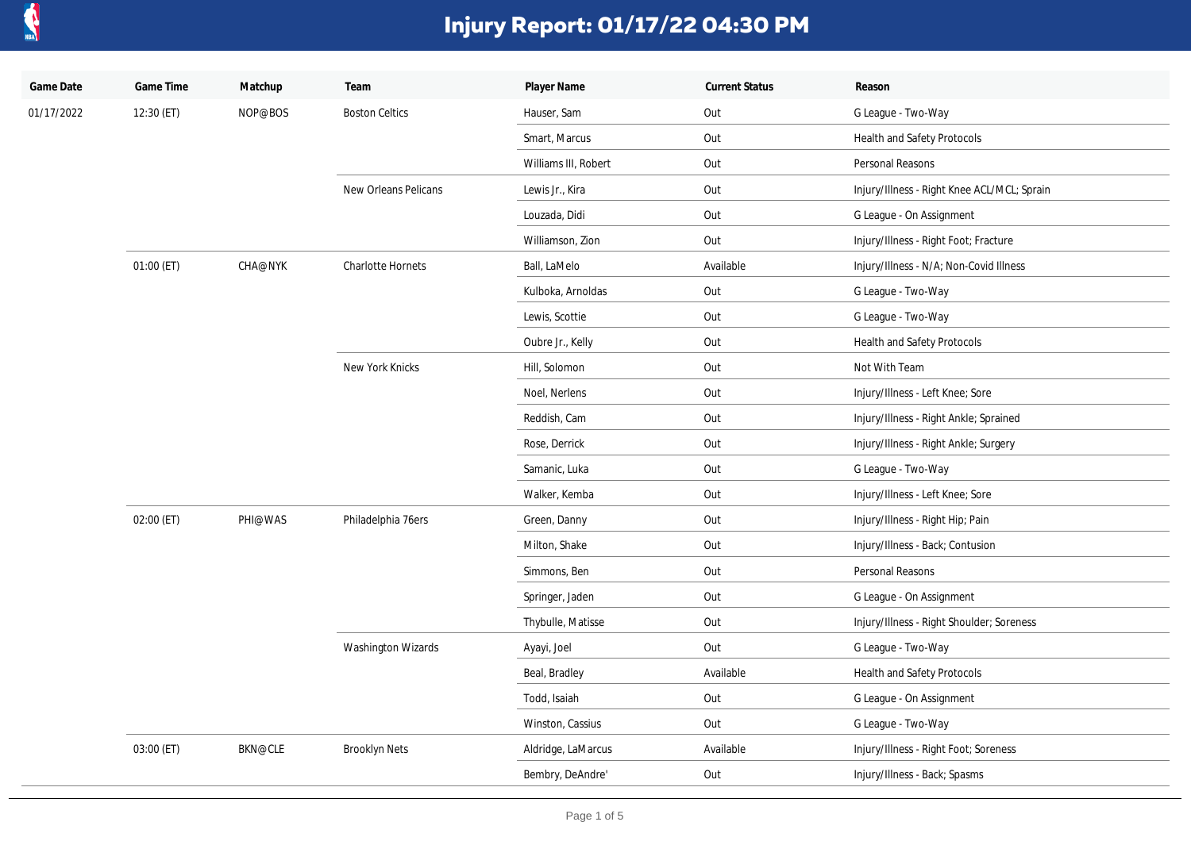# Injury Report: 01/17/22 04:30 PM

| Game Date | Game Time | Matchup | Team | Player Name | Current Status | Reason |
|---|---|---|---|---|---|---|
| 01/17/2022 | 12:30 (ET) | NOP@BOS | Boston Celtics | Hauser, Sam | Out | G League - Two-Way |
| | | | | Smart, Marcus | Out | Health and Safety Protocols |
| | | | | Williams III, Robert | Out | Personal Reasons |
| | | | New Orleans Pelicans | Lewis Jr., Kira | Out | Injury/Illness - Right Knee ACL/MCL; Sprain |
| | | | | Louzada, Didi | Out | G League - On Assignment |
| | | | | Williamson, Zion | Out | Injury/Illness - Right Foot; Fracture |
| | 01:00 (ET) | CHA@NYK | Charlotte Hornets | Ball, LaMelo | Available | Injury/Illness - N/A; Non-Covid Illness |
| | | | | Kulboka, Arnoldas | Out | G League - Two-Way |
| | | | | Lewis, Scottie | Out | G League - Two-Way |
| | | | | Oubre Jr., Kelly | Out | Health and Safety Protocols |
| | | | New York Knicks | Hill, Solomon | Out | Not With Team |
| | | | | Noel, Nerlens | Out | Injury/Illness - Left Knee; Sore |
| | | | | Reddish, Cam | Out | Injury/Illness - Right Ankle; Sprained |
| | | | | Rose, Derrick | Out | Injury/Illness - Right Ankle; Surgery |
| | | | | Samanic, Luka | Out | G League - Two-Way |
| | | | | Walker, Kemba | Out | Injury/Illness - Left Knee; Sore |
| | 02:00 (ET) | PHI@WAS | Philadelphia 76ers | Green, Danny | Out | Injury/Illness - Right Hip; Pain |
| | | | | Milton, Shake | Out | Injury/Illness - Back; Contusion |
| | | | | Simmons, Ben | Out | Personal Reasons |
| | | | | Springer, Jaden | Out | G League - On Assignment |
| | | | | Thybulle, Matisse | Out | Injury/Illness - Right Shoulder; Soreness |
| | | | Washington Wizards | Ayayi, Joel | Out | G League - Two-Way |
| | | | | Beal, Bradley | Available | Health and Safety Protocols |
| | | | | Todd, Isaiah | Out | G League - On Assignment |
| | | | | Winston, Cassius | Out | G League - Two-Way |
| | 03:00 (ET) | BKN@CLE | Brooklyn Nets | Aldridge, LaMarcus | Available | Injury/Illness - Right Foot; Soreness |
| | | | | Bembry, DeAndre' | Out | Injury/Illness - Back; Spasms |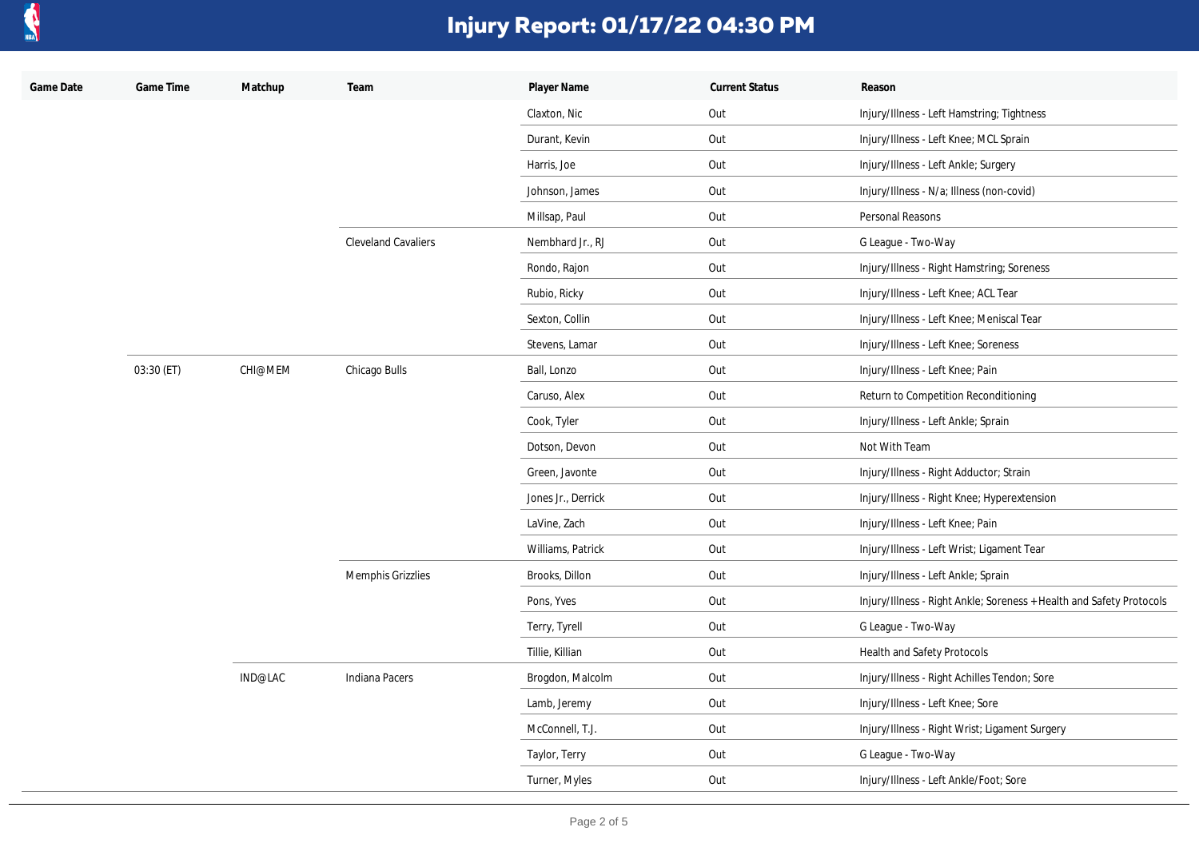# Injury Report: 01/17/22 04:30 PM

| Game Date | Game Time | Matchup | Team | Player Name | Current Status | Reason |
|---|---|---|---|---|---|---|
| | | | | Claxton, Nic | Out | Injury/Illness - Left Hamstring; Tightness |
| | | | | Durant, Kevin | Out | Injury/Illness - Left Knee; MCL Sprain |
| | | | | Harris, Joe | Out | Injury/Illness - Left Ankle; Surgery |
| | | | | Johnson, James | Out | Injury/Illness - N/a; Illness (non-covid) |
| | | | | Millsap, Paul | Out | Personal Reasons |
| | | | Cleveland Cavaliers | Nembhard Jr., RJ | Out | G League - Two-Way |
| | | | | Rondo, Rajon | Out | Injury/Illness - Right Hamstring; Soreness |
| | | | | Rubio, Ricky | Out | Injury/Illness - Left Knee; ACL Tear |
| | | | | Sexton, Collin | Out | Injury/Illness - Left Knee; Meniscal Tear |
| | | | | Stevens, Lamar | Out | Injury/Illness - Left Knee; Soreness |
| | 03:30 (ET) | CHI@MEM | Chicago Bulls | Ball, Lonzo | Out | Injury/Illness - Left Knee; Pain |
| | | | | Caruso, Alex | Out | Return to Competition Reconditioning |
| | | | | Cook, Tyler | Out | Injury/Illness - Left Ankle; Sprain |
| | | | | Dotson, Devon | Out | Not With Team |
| | | | | Green, Javonte | Out | Injury/Illness - Right Adductor; Strain |
| | | | | Jones Jr., Derrick | Out | Injury/Illness - Right Knee; Hyperextension |
| | | | | LaVine, Zach | Out | Injury/Illness - Left Knee; Pain |
| | | | | Williams, Patrick | Out | Injury/Illness - Left Wrist; Ligament Tear |
| | | | Memphis Grizzlies | Brooks, Dillon | Out | Injury/Illness - Left Ankle; Sprain |
| | | | | Pons, Yves | Out | Injury/Illness - Right Ankle; Soreness + Health and Safety Protocols |
| | | | | Terry, Tyrell | Out | G League - Two-Way |
| | | | | Tillie, Killian | Out | Health and Safety Protocols |
| | | IND@LAC | Indiana Pacers | Brogdon, Malcolm | Out | Injury/Illness - Right Achilles Tendon; Sore |
| | | | | Lamb, Jeremy | Out | Injury/Illness - Left Knee; Sore |
| | | | | McConnell, T.J. | Out | Injury/Illness - Right Wrist; Ligament Surgery |
| | | | | Taylor, Terry | Out | G League - Two-Way |
| | | | | Turner, Myles | Out | Injury/Illness - Left Ankle/Foot; Sore |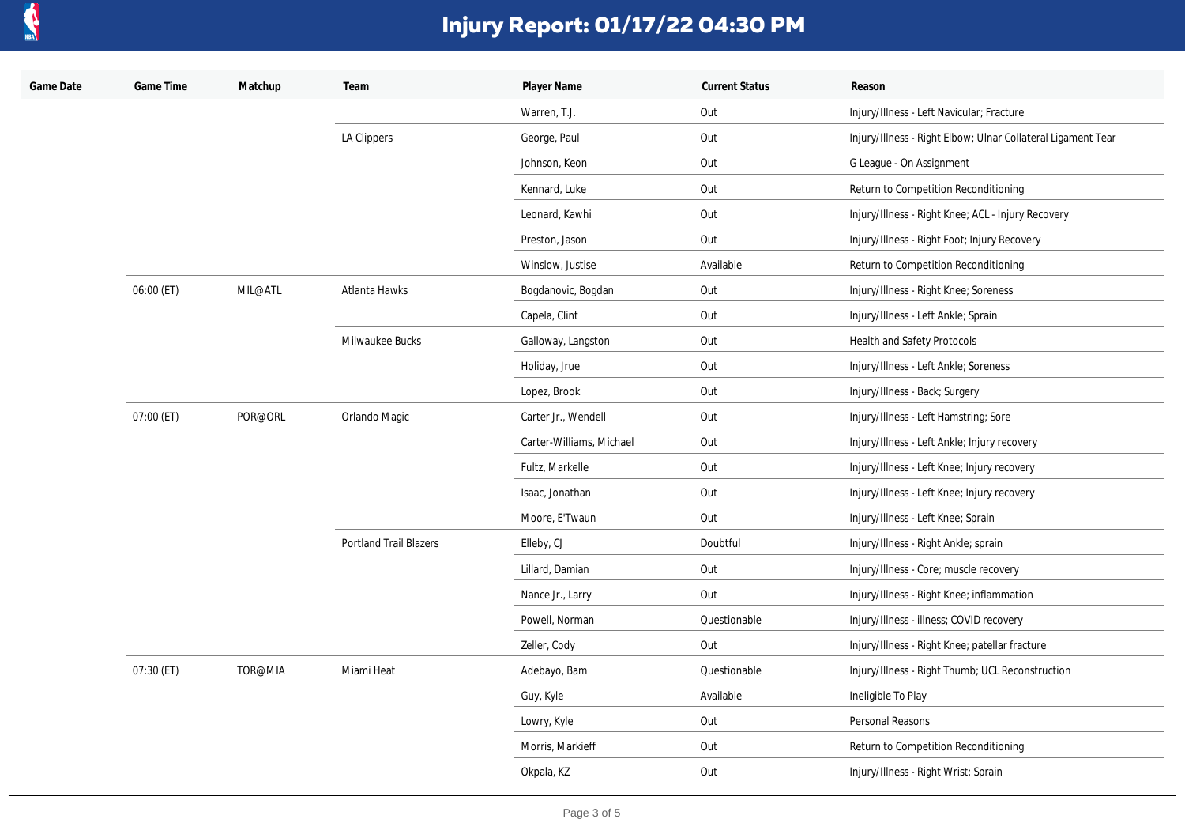# Injury Report: 01/17/22 04:30 PM

| Game Date | Game Time | Matchup | Team | Player Name | Current Status | Reason |
| --- | --- | --- | --- | --- | --- | --- |
| | | | | Warren, T.J. | Out | Injury/Illness - Left Navicular; Fracture |
| | | | LA Clippers | George, Paul | Out | Injury/Illness - Right Elbow; Ulnar Collateral Ligament Tear |
| | | | | Johnson, Keon | Out | G League - On Assignment |
| | | | | Kennard, Luke | Out | Return to Competition Reconditioning |
| | | | | Leonard, Kawhi | Out | Injury/Illness - Right Knee; ACL - Injury Recovery |
| | | | | Preston, Jason | Out | Injury/Illness - Right Foot; Injury Recovery |
| | | | | Winslow, Justise | Available | Return to Competition Reconditioning |
| | 06:00 (ET) | MIL@ATL | Atlanta Hawks | Bogdanovic, Bogdan | Out | Injury/Illness - Right Knee; Soreness |
| | | | | Capela, Clint | Out | Injury/Illness - Left Ankle; Sprain |
| | | | Milwaukee Bucks | Galloway, Langston | Out | Health and Safety Protocols |
| | | | | Holiday, Jrue | Out | Injury/Illness - Left Ankle; Soreness |
| | | | | Lopez, Brook | Out | Injury/Illness - Back; Surgery |
| | 07:00 (ET) | POR@ORL | Orlando Magic | Carter Jr., Wendell | Out | Injury/Illness - Left Hamstring; Sore |
| | | | | Carter-Williams, Michael | Out | Injury/Illness - Left Ankle; Injury recovery |
| | | | | Fultz, Markelle | Out | Injury/Illness - Left Knee; Injury recovery |
| | | | | Isaac, Jonathan | Out | Injury/Illness - Left Knee; Injury recovery |
| | | | | Moore, E'Twaun | Out | Injury/Illness - Left Knee; Sprain |
| | | | Portland Trail Blazers | Elleby, CJ | Doubtful | Injury/Illness - Right Ankle; sprain |
| | | | | Lillard, Damian | Out | Injury/Illness - Core; muscle recovery |
| | | | | Nance Jr., Larry | Out | Injury/Illness - Right Knee; inflammation |
| | | | | Powell, Norman | Questionable | Injury/Illness - illness; COVID recovery |
| | | | | Zeller, Cody | Out | Injury/Illness - Right Knee; patellar fracture |
| | 07:30 (ET) | TOR@MIA | Miami Heat | Adebayo, Bam | Questionable | Injury/Illness - Right Thumb; UCL Reconstruction |
| | | | | Guy, Kyle | Available | Ineligible To Play |
| | | | | Lowry, Kyle | Out | Personal Reasons |
| | | | | Morris, Markieff | Out | Return to Competition Reconditioning |
| | | | | Okpala, KZ | Out | Injury/Illness - Right Wrist; Sprain |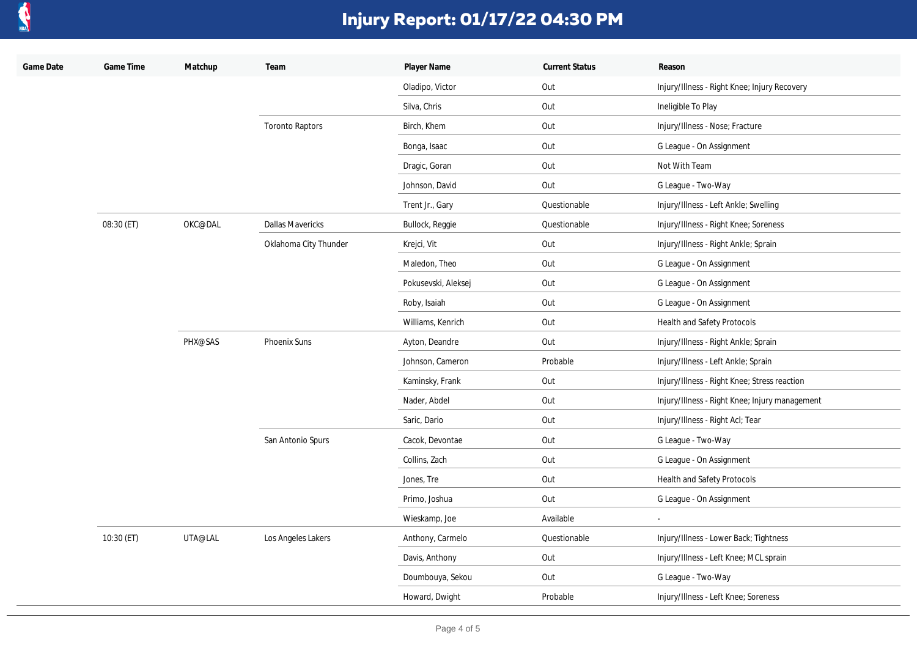# Injury Report: 01/17/22 04:30 PM

| Game Date | Game Time | Matchup | Team | Player Name | Current Status | Reason |
|---|---|---|---|---|---|---|
| | | | | Oladipo, Victor | Out | Injury/Illness - Right Knee; Injury Recovery |
| | | | | Silva, Chris | Out | Ineligible To Play |
| | | | Toronto Raptors | Birch, Khem | Out | Injury/Illness - Nose; Fracture |
| | | | | Bonga, Isaac | Out | G League - On Assignment |
| | | | | Dragic, Goran | Out | Not With Team |
| | | | | Johnson, David | Out | G League - Two-Way |
| | | | | Trent Jr., Gary | Questionable | Injury/Illness - Left Ankle; Swelling |
| | 08:30 (ET) | OKC@DAL | Dallas Mavericks | Bullock, Reggie | Questionable | Injury/Illness - Right Knee; Soreness |
| | | | Oklahoma City Thunder | Krejci, Vit | Out | Injury/Illness - Right Ankle; Sprain |
| | | | | Maledon, Theo | Out | G League - On Assignment |
| | | | | Pokusevski, Aleksej | Out | G League - On Assignment |
| | | | | Roby, Isaiah | Out | G League - On Assignment |
| | | | | Williams, Kenrich | Out | Health and Safety Protocols |
| | | PHX@SAS | Phoenix Suns | Ayton, Deandre | Out | Injury/Illness - Right Ankle; Sprain |
| | | | | Johnson, Cameron | Probable | Injury/Illness - Left Ankle; Sprain |
| | | | | Kaminsky, Frank | Out | Injury/Illness - Right Knee; Stress reaction |
| | | | | Nader, Abdel | Out | Injury/Illness - Right Knee; Injury management |
| | | | | Saric, Dario | Out | Injury/Illness - Right Acl; Tear |
| | | | San Antonio Spurs | Cacok, Devontae | Out | G League - Two-Way |
| | | | | Collins, Zach | Out | G League - On Assignment |
| | | | | Jones, Tre | Out | Health and Safety Protocols |
| | | | | Primo, Joshua | Out | G League - On Assignment |
| | | | | Wieskamp, Joe | Available | - |
| | 10:30 (ET) | UTA@LAL | Los Angeles Lakers | Anthony, Carmelo | Questionable | Injury/Illness - Lower Back; Tightness |
| | | | | Davis, Anthony | Out | Injury/Illness - Left Knee; MCL sprain |
| | | | | Doumbouya, Sekou | Out | G League - Two-Way |
| | | | | Howard, Dwight | Probable | Injury/Illness - Left Knee; Soreness |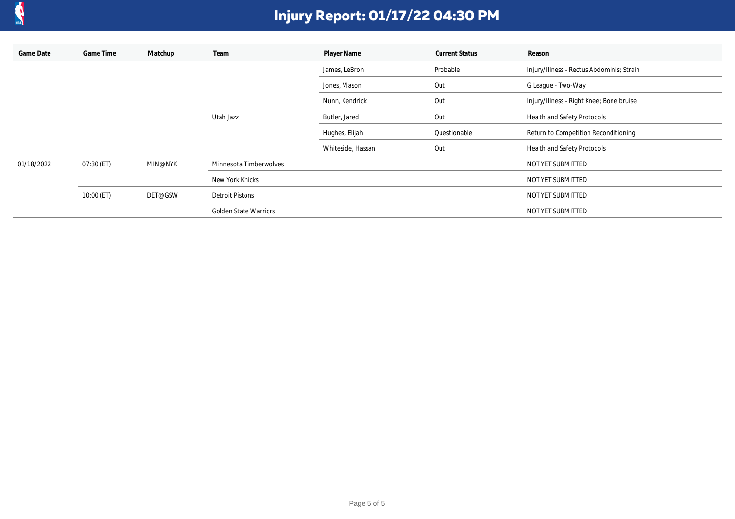# Injury Report: 01/17/22 04:30 PM

| Game Date | Game Time | Matchup | Team | Player Name | Current Status | Reason |
|---|---|---|---|---|---|---|
| | | | | James, LeBron | Probable | Injury/Illness - Rectus Abdominis; Strain |
| | | | | Jones, Mason | Out | G League - Two-Way |
| | | | | Nunn, Kendrick | Out | Injury/Illness - Right Knee; Bone bruise |
| | | | Utah Jazz | Butler, Jared | Out | Health and Safety Protocols |
| | | | | Hughes, Elijah | Questionable | Return to Competition Reconditioning |
| | | | | Whiteside, Hassan | Out | Health and Safety Protocols |
| 01/18/2022 | 07:30 (ET) | MIN@NYK | Minnesota Timberwolves | | | NOT YET SUBMITTED |
| | | | New York Knicks | | | NOT YET SUBMITTED |
| | 10:00 (ET) | DET@GSW | Detroit Pistons | | | NOT YET SUBMITTED |
| | | | Golden State Warriors | | | NOT YET SUBMITTED |